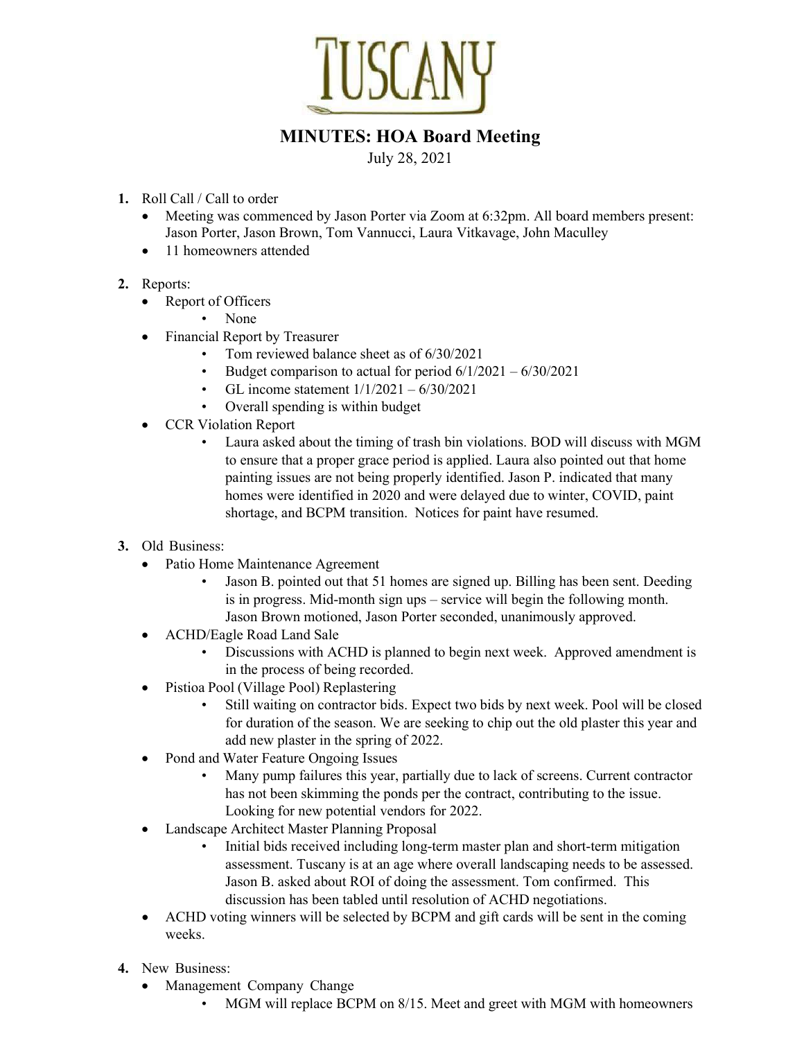# TUSCANY

## MINUTES: HOA Board Meeting

July 28, 2021

1. Roll Call / Call to order
   - Meeting was commenced by Jason Porter via Zoom at 6:32pm. All board members present: Jason Porter, Jason Brown, Tom Vannucci, Laura Vitkavage, John Maculley
   - 11 homeowners attended

2. Reports:
   - Report of Officers
     - None
   - Financial Report by Treasurer
     - Tom reviewed balance sheet as of 6/30/2021
     - Budget comparison to actual for period 6/1/2021 – 6/30/2021
     - GL income statement 1/1/2021 – 6/30/2021
     - Overall spending is within budget
   - CCR Violation Report
     - Laura asked about the timing of trash bin violations. BOD will discuss with MGM to ensure that a proper grace period is applied. Laura also pointed out that home painting issues are not being properly identified. Jason P. indicated that many homes were identified in 2020 and were delayed due to winter, COVID, paint shortage, and BCPM transition. Notices for paint have resumed.

3. Old Business:
   - Patio Home Maintenance Agreement
     - Jason B. pointed out that 51 homes are signed up. Billing has been sent. Deeding is in progress. Mid-month sign ups – service will begin the following month. Jason Brown motioned, Jason Porter seconded, unanimously approved.
   - ACHD/Eagle Road Land Sale
     - Discussions with ACHD is planned to begin next week. Approved amendment is in the process of being recorded.
   - Pistioa Pool (Village Pool) Replastering
     - Still waiting on contractor bids. Expect two bids by next week. Pool will be closed for duration of the season. We are seeking to chip out the old plaster this year and add new plaster in the spring of 2022.
   - Pond and Water Feature Ongoing Issues
     - Many pump failures this year, partially due to lack of screens. Current contractor has not been skimming the ponds per the contract, contributing to the issue. Looking for new potential vendors for 2022.
   - Landscape Architect Master Planning Proposal
     - Initial bids received including long-term master plan and short-term mitigation assessment. Tuscany is at an age where overall landscaping needs to be assessed. Jason B. asked about ROI of doing the assessment. Tom confirmed. This discussion has been tabled until resolution of ACHD negotiations.
   - ACHD voting winners will be selected by BCPM and gift cards will be sent in the coming weeks.

4. New Business:
   - Management Company Change
     - MGM will replace BCPM on 8/15. Meet and greet with MGM with homeowners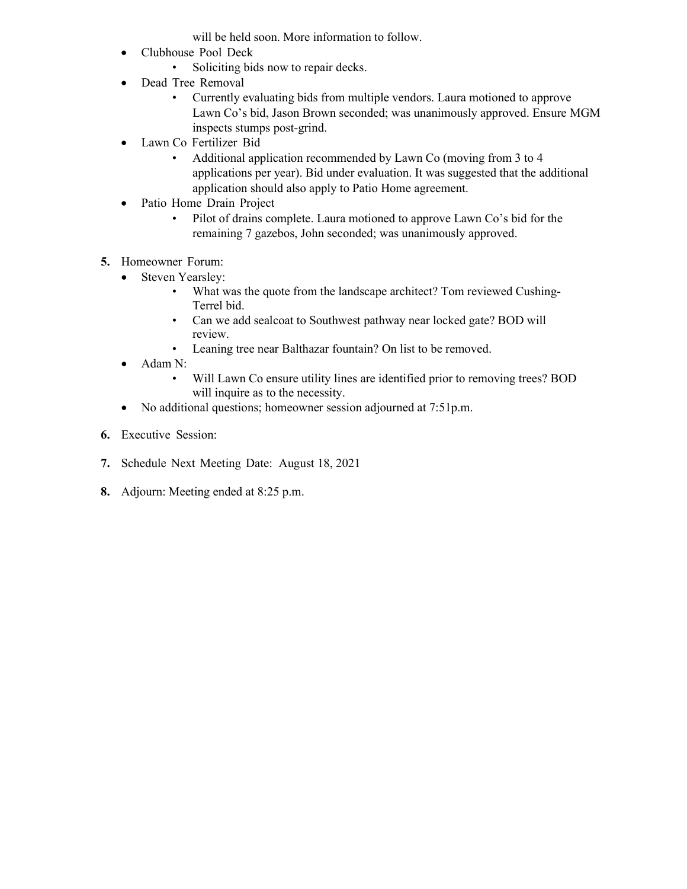will be held soon. More information to follow.

- Clubhouse Pool Deck
  - Soliciting bids now to repair decks.
- Dead Tree Removal
  - Currently evaluating bids from multiple vendors. Laura motioned to approve Lawn Co's bid, Jason Brown seconded; was unanimously approved. Ensure MGM inspects stumps post-grind.
- Lawn Co Fertilizer Bid
  - Additional application recommended by Lawn Co (moving from 3 to 4 applications per year). Bid under evaluation. It was suggested that the additional application should also apply to Patio Home agreement.
- Patio Home Drain Project
  - Pilot of drains complete. Laura motioned to approve Lawn Co's bid for the remaining 7 gazebos, John seconded; was unanimously approved.

**5.** Homeowner Forum:

- Steven Yearsley:
  - What was the quote from the landscape architect? Tom reviewed Cushing-Terrel bid.
  - Can we add sealcoat to Southwest pathway near locked gate? BOD will review.
  - Leaning tree near Balthazar fountain? On list to be removed.
- Adam N:
  - Will Lawn Co ensure utility lines are identified prior to removing trees? BOD will inquire as to the necessity.
- No additional questions; homeowner session adjourned at 7:51p.m.

**6.** Executive Session:

**7.** Schedule Next Meeting Date: August 18, 2021

**8.** Adjourn: Meeting ended at 8:25 p.m.